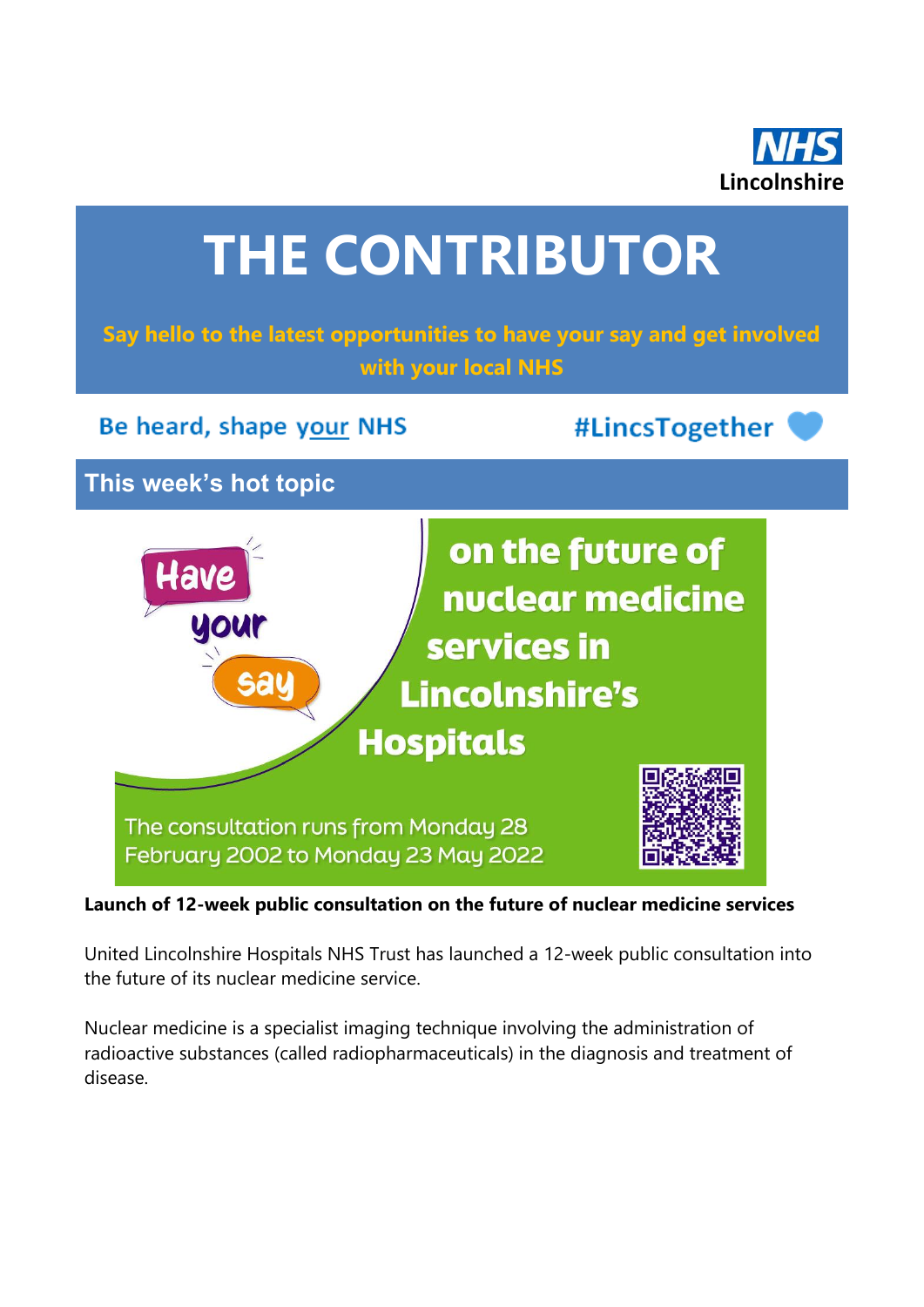NHS
Lincolnshire

# THE CONTRIBUTOR

**Say hello to the latest opportunities to have your say and get involved with your local NHS**

Be heard, shape your NHS

#LincsTogether

## This week's hot topic

Have your say on the future of nuclear medicine services in Lincolnshire's Hospitals

The consultation runs from Monday 28 February 2002 to Monday 23 May 2022

**Launch of 12-week public consultation on the future of nuclear medicine services**

United Lincolnshire Hospitals NHS Trust has launched a 12-week public consultation into the future of its nuclear medicine service.

Nuclear medicine is a specialist imaging technique involving the administration of radioactive substances (called radiopharmaceuticals) in the diagnosis and treatment of disease.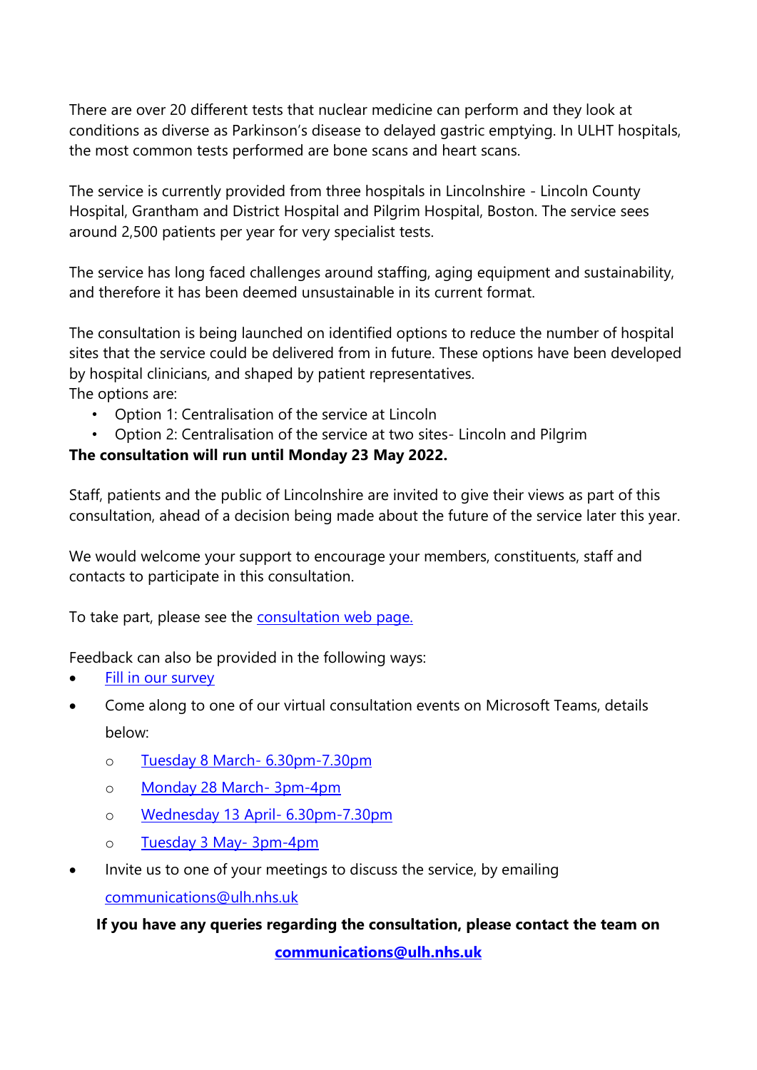There are over 20 different tests that nuclear medicine can perform and they look at conditions as diverse as Parkinson's disease to delayed gastric emptying. In ULHT hospitals, the most common tests performed are bone scans and heart scans.

The service is currently provided from three hospitals in Lincolnshire - Lincoln County Hospital, Grantham and District Hospital and Pilgrim Hospital, Boston. The service sees around 2,500 patients per year for very specialist tests.

The service has long faced challenges around staffing, aging equipment and sustainability, and therefore it has been deemed unsustainable in its current format.

The consultation is being launched on identified options to reduce the number of hospital sites that the service could be delivered from in future. These options have been developed by hospital clinicians, and shaped by patient representatives.

The options are:

- Option 1: Centralisation of the service at Lincoln
- Option 2: Centralisation of the service at two sites- Lincoln and Pilgrim

**The consultation will run until Monday 23 May 2022.**

Staff, patients and the public of Lincolnshire are invited to give their views as part of this consultation, ahead of a decision being made about the future of the service later this year.

We would welcome your support to encourage your members, constituents, staff and contacts to participate in this consultation.

To take part, please see the consultation web page.

Feedback can also be provided in the following ways:

- Fill in our survey
- Come along to one of our virtual consultation events on Microsoft Teams, details below:
    - Tuesday 8 March- 6.30pm-7.30pm
    - Monday 28 March- 3pm-4pm
    - Wednesday 13 April- 6.30pm-7.30pm
    - Tuesday 3 May- 3pm-4pm
- Invite us to one of your meetings to discuss the service, by emailing communications@ulh.nhs.uk

**If you have any queries regarding the consultation, please contact the team on communications@ulh.nhs.uk**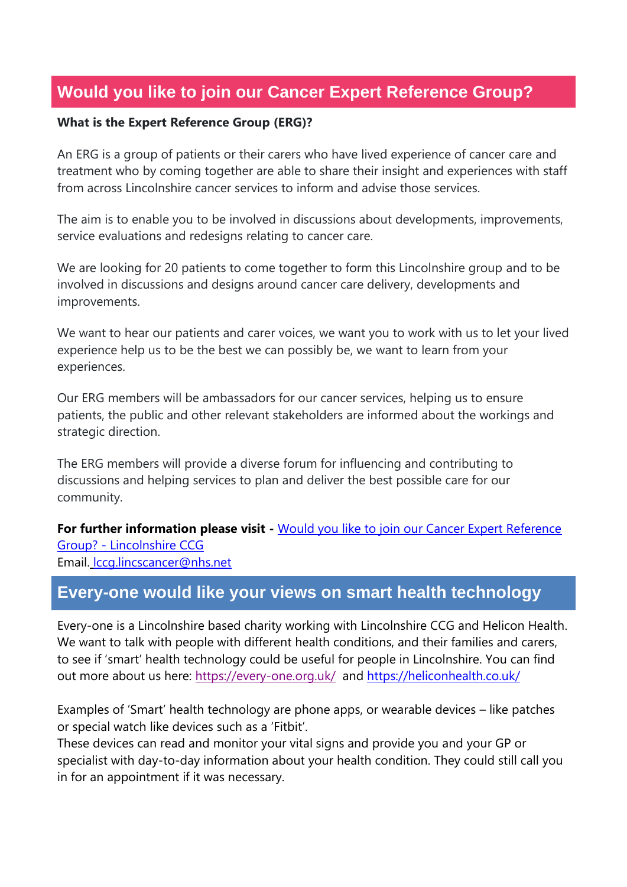## Would you like to join our Cancer Expert Reference Group?

**What is the Expert Reference Group (ERG)?**

An ERG is a group of patients or their carers who have lived experience of cancer care and treatment who by coming together are able to share their insight and experiences with staff from across Lincolnshire cancer services to inform and advise those services.

The aim is to enable you to be involved in discussions about developments, improvements, service evaluations and redesigns relating to cancer care.

We are looking for 20 patients to come together to form this Lincolnshire group and to be involved in discussions and designs around cancer care delivery, developments and improvements.

We want to hear our patients and carer voices, we want you to work with us to let your lived experience help us to be the best we can possibly be, we want to learn from your experiences.

Our ERG members will be ambassadors for our cancer services, helping us to ensure patients, the public and other relevant stakeholders are informed about the workings and strategic direction.

The ERG members will provide a diverse forum for influencing and contributing to discussions and helping services to plan and deliver the best possible care for our community.

**For further information please visit -** Would you like to join our Cancer Expert Reference Group? - Lincolnshire CCG
Email. lccg.lincscancer@nhs.net

## Every-one would like your views on smart health technology

Every-one is a Lincolnshire based charity working with Lincolnshire CCG and Helicon Health. We want to talk with people with different health conditions, and their families and carers, to see if 'smart' health technology could be useful for people in Lincolnshire. You can find out more about us here: https://every-one.org.uk/ and https://heliconhealth.co.uk/

Examples of 'Smart' health technology are phone apps, or wearable devices – like patches or special watch like devices such as a 'Fitbit'.
These devices can read and monitor your vital signs and provide you and your GP or specialist with day-to-day information about your health condition. They could still call you in for an appointment if it was necessary.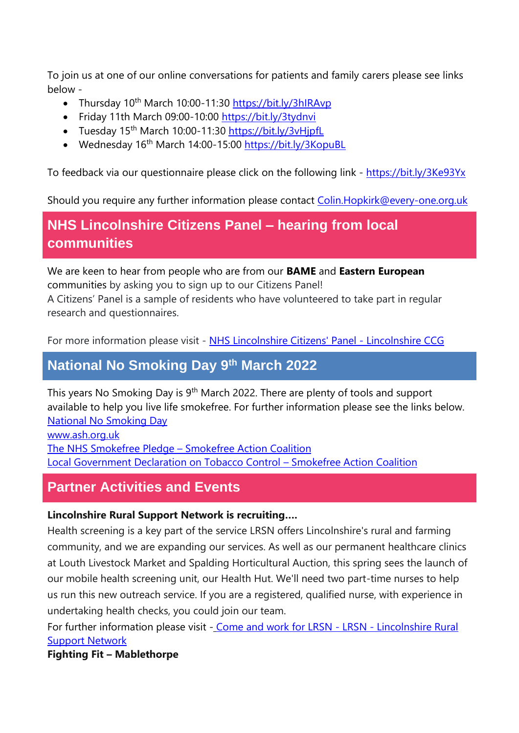To join us at one of our online conversations for patients and family carers please see links below -

- Thursday 10th March 10:00-11:30 https://bit.ly/3hIRAvp
- Friday 11th March 09:00-10:00 https://bit.ly/3tydnvi
- Tuesday 15th March 10:00-11:30 https://bit.ly/3vHjpfL
- Wednesday 16th March 14:00-15:00 https://bit.ly/3KopuBL

To feedback via our questionnaire please click on the following link - https://bit.ly/3Ke93Yx

Should you require any further information please contact Colin.Hopkirk@every-one.org.uk

## NHS Lincolnshire Citizens Panel – hearing from local communities

We are keen to hear from people who are from our **BAME** and **Eastern European** communities by asking you to sign up to our Citizens Panel!
A Citizens' Panel is a sample of residents who have volunteered to take part in regular research and questionnaires.

For more information please visit - NHS Lincolnshire Citizens' Panel - Lincolnshire CCG

## National No Smoking Day 9th March 2022

This years No Smoking Day is 9th March 2022. There are plenty of tools and support available to help you live life smokefree. For further information please see the links below.
National No Smoking Day
www.ash.org.uk
The NHS Smokefree Pledge – Smokefree Action Coalition
Local Government Declaration on Tobacco Control – Smokefree Action Coalition

## Partner Activities and Events

**Lincolnshire Rural Support Network is recruiting….**
Health screening is a key part of the service LRSN offers Lincolnshire's rural and farming community, and we are expanding our services. As well as our permanent healthcare clinics at Louth Livestock Market and Spalding Horticultural Auction, this spring sees the launch of our mobile health screening unit, our Health Hut. We'll need two part-time nurses to help us run this new outreach service. If you are a registered, qualified nurse, with experience in undertaking health checks, you could join our team.
For further information please visit - Come and work for LRSN - LRSN - Lincolnshire Rural Support Network

**Fighting Fit – Mablethorpe**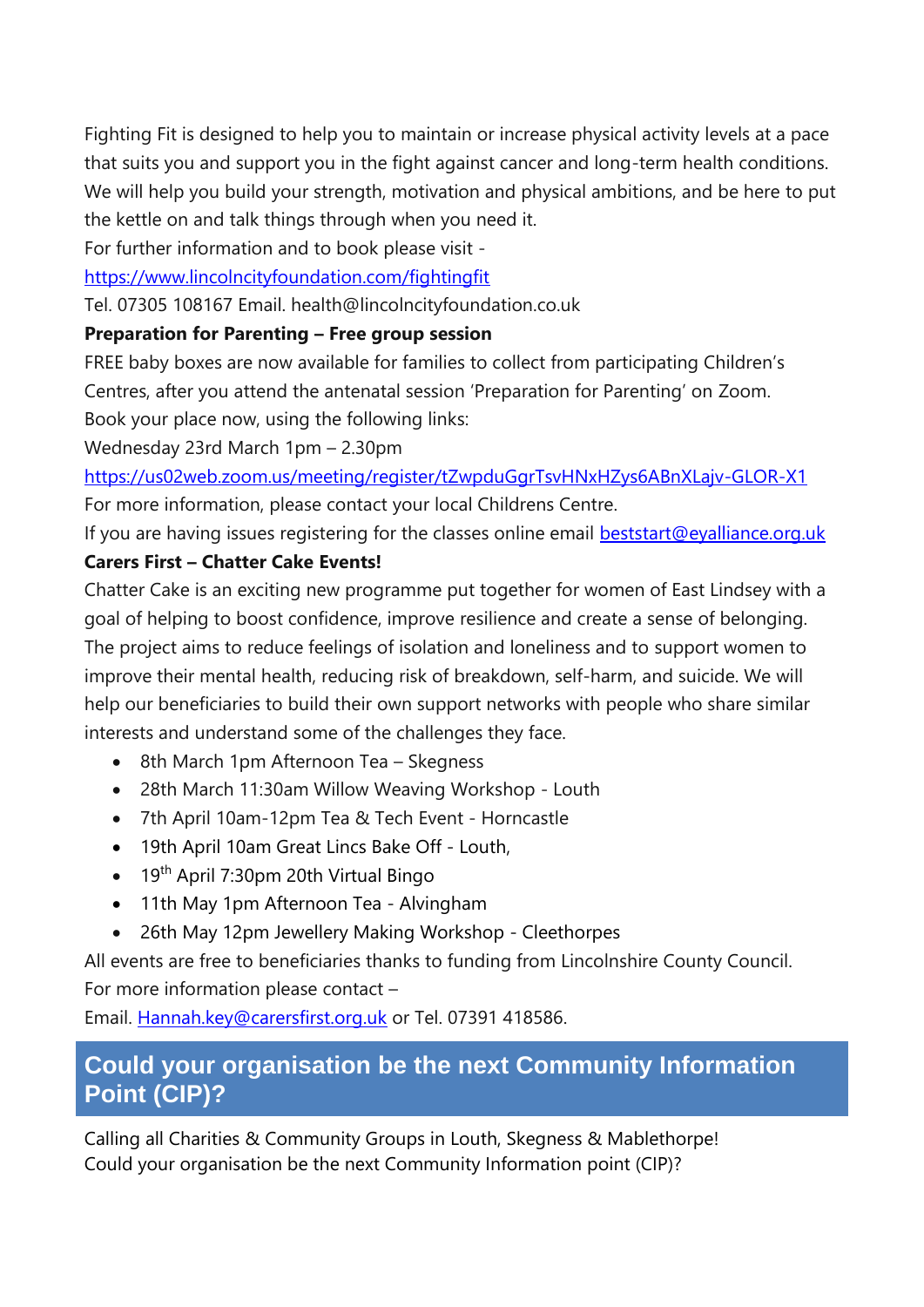Fighting Fit is designed to help you to maintain or increase physical activity levels at a pace that suits you and support you in the fight against cancer and long-term health conditions. We will help you build your strength, motivation and physical ambitions, and be here to put the kettle on and talk things through when you need it.

For further information and to book please visit -

https://www.lincolncityfoundation.com/fightingfit

Tel. 07305 108167 Email. health@lincolncityfoundation.co.uk

**Preparation for Parenting – Free group session**

FREE baby boxes are now available for families to collect from participating Children's Centres, after you attend the antenatal session 'Preparation for Parenting' on Zoom.

Book your place now, using the following links:

Wednesday 23rd March 1pm – 2.30pm

https://us02web.zoom.us/meeting/register/tZwpduGgrTsvHNxHZys6ABnXLajv-GLOR-X1

For more information, please contact your local Childrens Centre.

If you are having issues registering for the classes online email beststart@eyalliance.org.uk

**Carers First – Chatter Cake Events!**

Chatter Cake is an exciting new programme put together for women of East Lindsey with a goal of helping to boost confidence, improve resilience and create a sense of belonging. The project aims to reduce feelings of isolation and loneliness and to support women to improve their mental health, reducing risk of breakdown, self-harm, and suicide. We will help our beneficiaries to build their own support networks with people who share similar interests and understand some of the challenges they face.

- 8th March 1pm Afternoon Tea – Skegness
- 28th March 11:30am Willow Weaving Workshop - Louth
- 7th April 10am-12pm Tea & Tech Event - Horncastle
- 19th April 10am Great Lincs Bake Off - Louth,
- 19th April 7:30pm 20th Virtual Bingo
- 11th May 1pm Afternoon Tea - Alvingham
- 26th May 12pm Jewellery Making Workshop - Cleethorpes

All events are free to beneficiaries thanks to funding from Lincolnshire County Council.

For more information please contact –

Email. Hannah.key@carersfirst.org.uk or Tel. 07391 418586.

## Could your organisation be the next Community Information Point (CIP)?

Calling all Charities & Community Groups in Louth, Skegness & Mablethorpe!
Could your organisation be the next Community Information point (CIP)?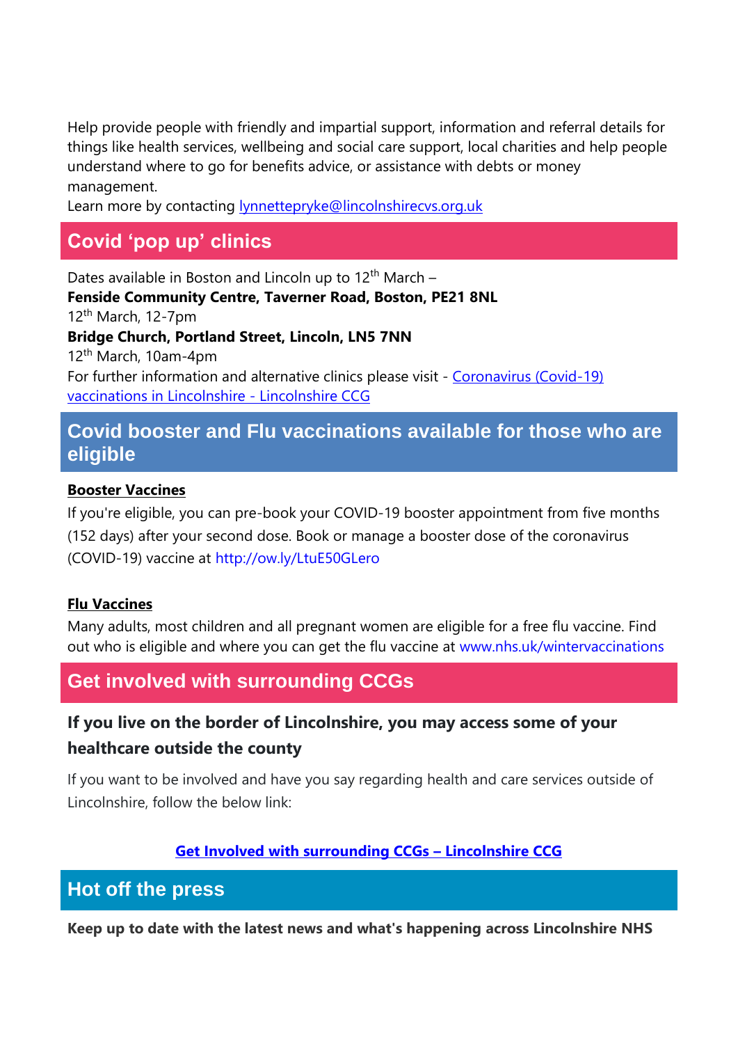Help provide people with friendly and impartial support, information and referral details for things like health services, wellbeing and social care support, local charities and help people understand where to go for benefits advice, or assistance with debts or money management.

Learn more by contacting lynnettepryke@lincolnshirecvs.org.uk

## Covid 'pop up' clinics

Dates available in Boston and Lincoln up to 12th March –

**Fenside Community Centre, Taverner Road, Boston, PE21 8NL**

12th March, 12-7pm

**Bridge Church, Portland Street, Lincoln, LN5 7NN**

12th March, 10am-4pm

For further information and alternative clinics please visit - Coronavirus (Covid-19) vaccinations in Lincolnshire - Lincolnshire CCG

## Covid booster and Flu vaccinations available for those who are eligible

**Booster Vaccines**

If you're eligible, you can pre-book your COVID-19 booster appointment from five months (152 days) after your second dose. Book or manage a booster dose of the coronavirus (COVID-19) vaccine at http://ow.ly/LtuE50GLero

**Flu Vaccines**

Many adults, most children and all pregnant women are eligible for a free flu vaccine. Find out who is eligible and where you can get the flu vaccine at www.nhs.uk/wintervaccinations

## Get involved with surrounding CCGs

### If you live on the border of Lincolnshire, you may access some of your healthcare outside the county

If you want to be involved and have you say regarding health and care services outside of Lincolnshire, follow the below link:

**Get Involved with surrounding CCGs – Lincolnshire CCG**

## Hot off the press

**Keep up to date with the latest news and what's happening across Lincolnshire NHS**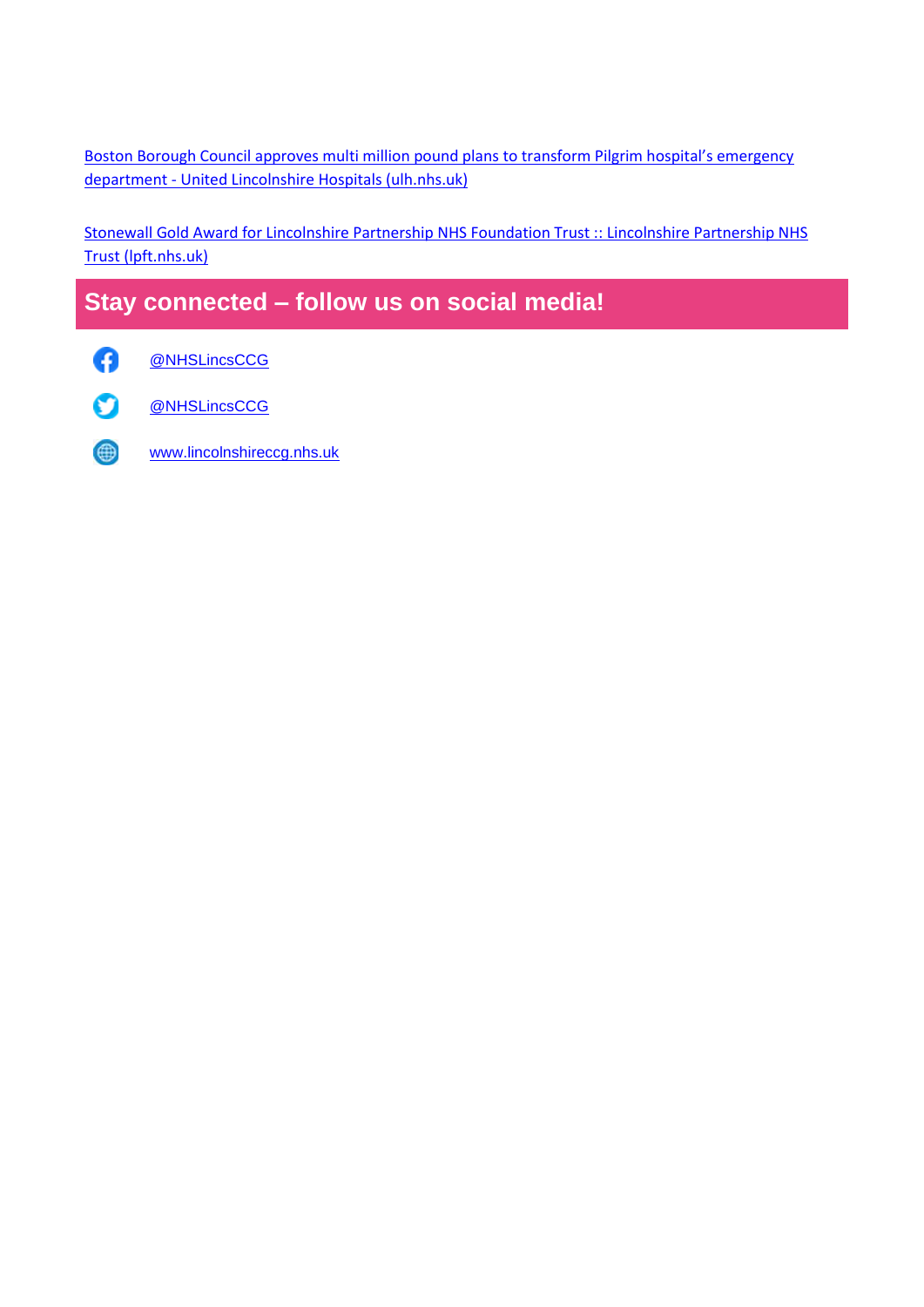Boston Borough Council approves multi million pound plans to transform Pilgrim hospital's emergency department - United Lincolnshire Hospitals (ulh.nhs.uk)

Stonewall Gold Award for Lincolnshire Partnership NHS Foundation Trust :: Lincolnshire Partnership NHS Trust (lpft.nhs.uk)

## Stay connected – follow us on social media!

@NHSLincsCCG

@NHSLincsCCG

www.lincolnshireccg.nhs.uk